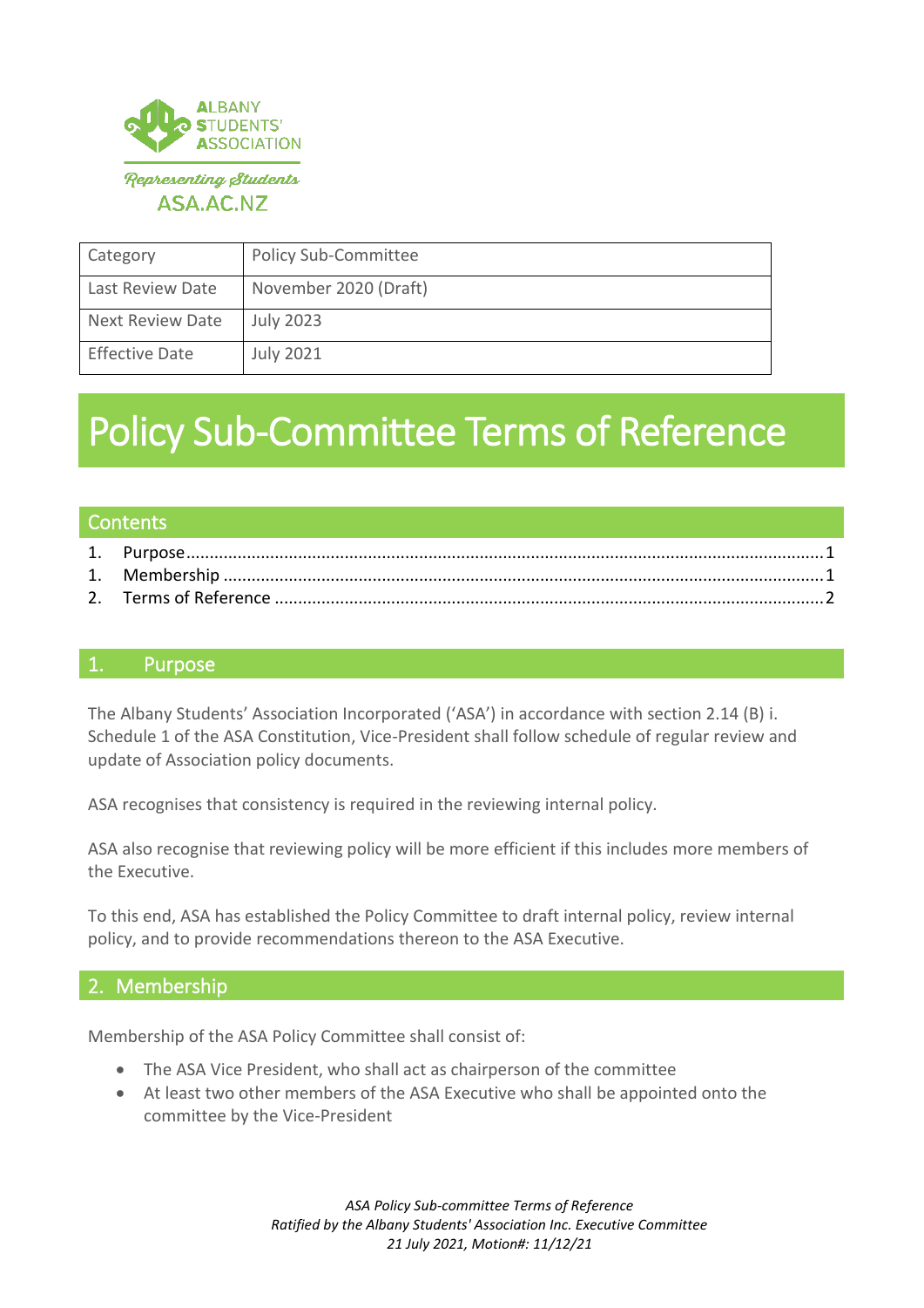ALBANY STUDENTS' ASSOCIATION

*Representing Students*

ASA.AC.NZ

| Category | Policy Sub-Committee |
| --- | --- |
| Last Review Date | November 2020 (Draft) |
| Next Review Date | July 2023 |
| Effective Date | July 2021 |

# Policy Sub-Committee Terms of Reference

## Contents

1. Purpose ........ 1
1. Membership ........ 1
2. Terms of Reference ........ 2

## 1. Purpose

The Albany Students' Association Incorporated ('ASA') in accordance with section 2.14 (B) i. Schedule 1 of the ASA Constitution, Vice-President shall follow schedule of regular review and update of Association policy documents.

ASA recognises that consistency is required in the reviewing internal policy.

ASA also recognise that reviewing policy will be more efficient if this includes more members of the Executive.

To this end, ASA has established the Policy Committee to draft internal policy, review internal policy, and to provide recommendations thereon to the ASA Executive.

## 2. Membership

Membership of the ASA Policy Committee shall consist of:

- The ASA Vice President, who shall act as chairperson of the committee
- At least two other members of the ASA Executive who shall be appointed onto the committee by the Vice-President

*ASA Policy Sub-committee Terms of Reference*
*Ratified by the Albany Students' Association Inc. Executive Committee*
*21 July 2021, Motion#: 11/12/21*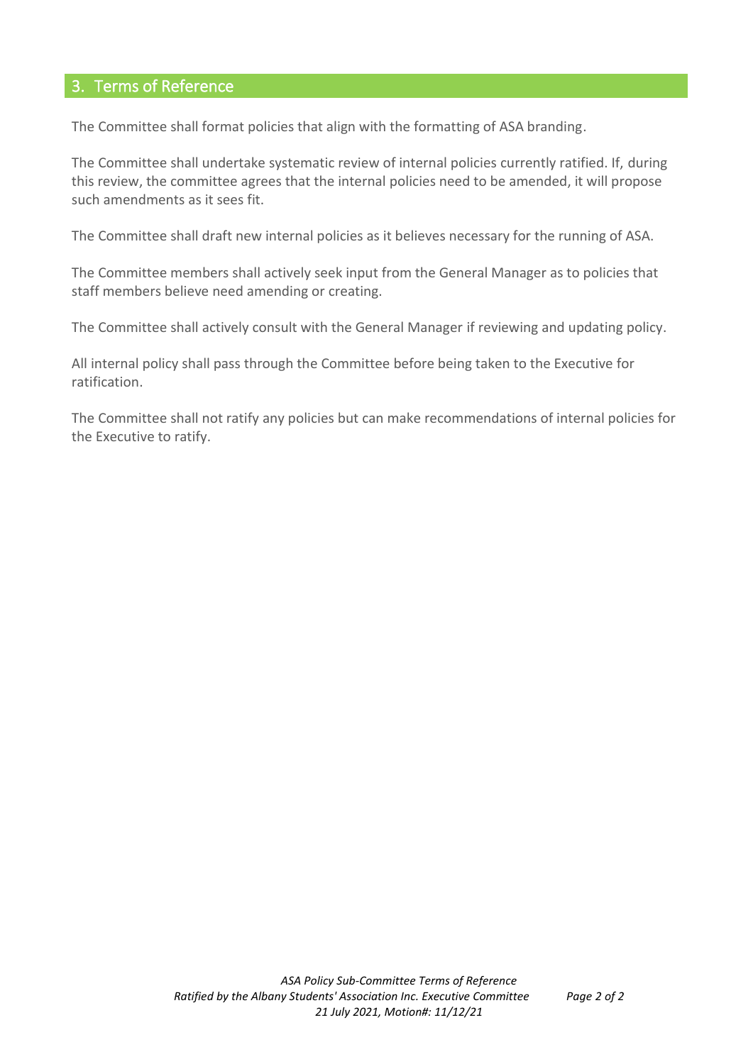## 3. Terms of Reference

The Committee shall format policies that align with the formatting of ASA branding.

The Committee shall undertake systematic review of internal policies currently ratified. If, during this review, the committee agrees that the internal policies need to be amended, it will propose such amendments as it sees fit.

The Committee shall draft new internal policies as it believes necessary for the running of ASA.

The Committee members shall actively seek input from the General Manager as to policies that staff members believe need amending or creating.

The Committee shall actively consult with the General Manager if reviewing and updating policy.

All internal policy shall pass through the Committee before being taken to the Executive for ratification.

The Committee shall not ratify any policies but can make recommendations of internal policies for the Executive to ratify.